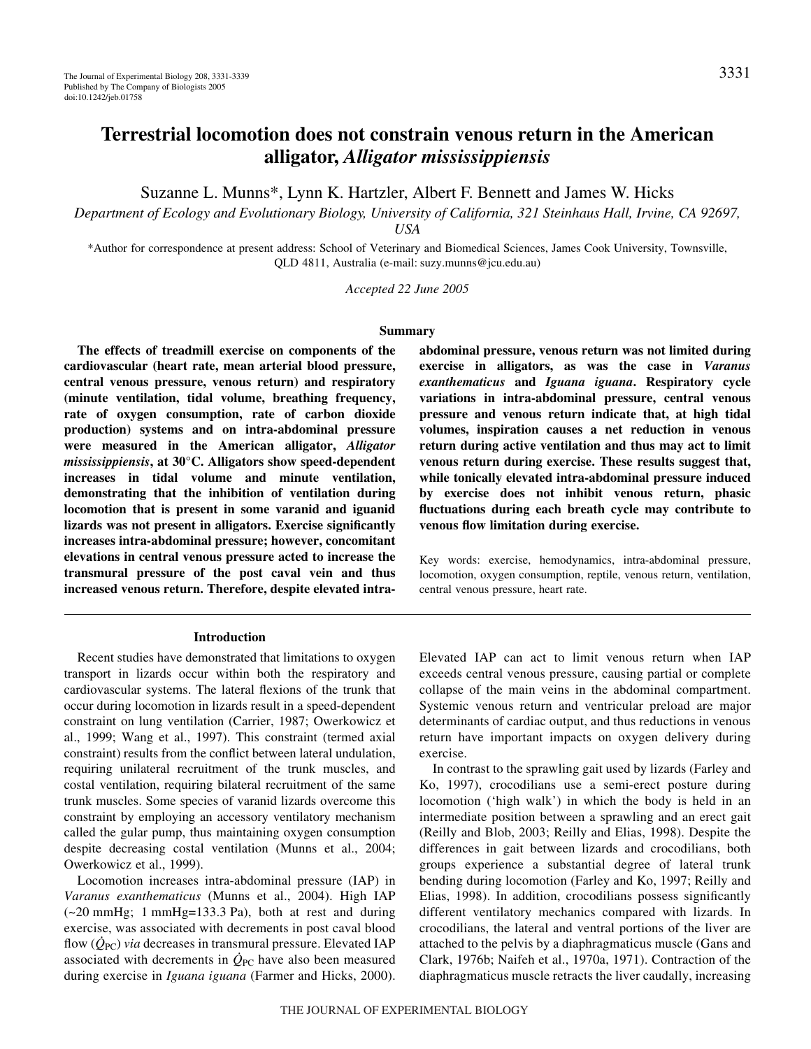# Terrestrial locomotion does not constrain venous return in the American alligator, *Alligator mississippiensis*

Suzanne L. Munns*, Lynn K. Hartzler, Albert F. Bennett and James W. Hicks

*Department of Ecology and Evolutionary Biology, University of California, 321 Steinhaus Hall, Irvine, CA 92697, USA*

*Author for correspondence at present address: School of Veterinary and Biomedical Sciences, James Cook University, Townsville, QLD 4811, Australia (e-mail: suzy.munns@jcu.edu.au)

*Accepted 22 June 2005*

## Summary

**The effects of treadmill exercise on components of the cardiovascular (heart rate, mean arterial blood pressure, central venous pressure, venous return) and respiratory (minute ventilation, tidal volume, breathing frequency, rate of oxygen consumption, rate of carbon dioxide production) systems and on intra-abdominal pressure were measured in the American alligator, *Alligator mississippiensis*, at 30°C. Alligators show speed-dependent increases in tidal volume and minute ventilation, demonstrating that the inhibition of ventilation during locomotion that is present in some varanid and iguanid lizards was not present in alligators. Exercise significantly increases intra-abdominal pressure; however, concomitant elevations in central venous pressure acted to increase the transmural pressure of the post caval vein and thus increased venous return. Therefore, despite elevated intra-abdominal pressure, venous return was not limited during exercise in alligators, as was the case in *Varanus exanthematicus* and *Iguana iguana*. Respiratory cycle variations in intra-abdominal pressure, central venous pressure and venous return indicate that, at high tidal volumes, inspiration causes a net reduction in venous return during active ventilation and thus may act to limit venous return during exercise. These results suggest that, while tonically elevated intra-abdominal pressure induced by exercise does not inhibit venous return, phasic fluctuations during each breath cycle may contribute to venous flow limitation during exercise.**

Key words: exercise, hemodynamics, intra-abdominal pressure, locomotion, oxygen consumption, reptile, venous return, ventilation, central venous pressure, heart rate.

## Introduction

Recent studies have demonstrated that limitations to oxygen transport in lizards occur within both the respiratory and cardiovascular systems. The lateral flexions of the trunk that occur during locomotion in lizards result in a speed-dependent constraint on lung ventilation (Carrier, 1987; Owerkowicz et al., 1999; Wang et al., 1997). This constraint (termed axial constraint) results from the conflict between lateral undulation, requiring unilateral recruitment of the trunk muscles, and costal ventilation, requiring bilateral recruitment of the same trunk muscles. Some species of varanid lizards overcome this constraint by employing an accessory ventilatory mechanism called the gular pump, thus maintaining oxygen consumption despite decreasing costal ventilation (Munns et al., 2004; Owerkowicz et al., 1999).

Locomotion increases intra-abdominal pressure (IAP) in *Varanus exanthematicus* (Munns et al., 2004). High IAP (~20 mmHg; 1 mmHg=133.3 Pa), both at rest and during exercise, was associated with decrements in post caval blood flow ($\dot{Q}_{PC}$) *via* decreases in transmural pressure. Elevated IAP associated with decrements in $\dot{Q}_{PC}$ have also been measured during exercise in *Iguana iguana* (Farmer and Hicks, 2000). Elevated IAP can act to limit venous return when IAP exceeds central venous pressure, causing partial or complete collapse of the main veins in the abdominal compartment. Systemic venous return and ventricular preload are major determinants of cardiac output, and thus reductions in venous return have important impacts on oxygen delivery during exercise.

In contrast to the sprawling gait used by lizards (Farley and Ko, 1997), crocodilians use a semi-erect posture during locomotion ('high walk') in which the body is held in an intermediate position between a sprawling and an erect gait (Reilly and Blob, 2003; Reilly and Elias, 1998). Despite the differences in gait between lizards and crocodilians, both groups experience a substantial degree of lateral trunk bending during locomotion (Farley and Ko, 1997; Reilly and Elias, 1998). In addition, crocodilians possess significantly different ventilatory mechanics compared with lizards. In crocodilians, the lateral and ventral portions of the liver are attached to the pelvis by a diaphragmaticus muscle (Gans and Clark, 1976b; Naifeh et al., 1970a, 1971). Contraction of the diaphragmaticus muscle retracts the liver caudally, increasing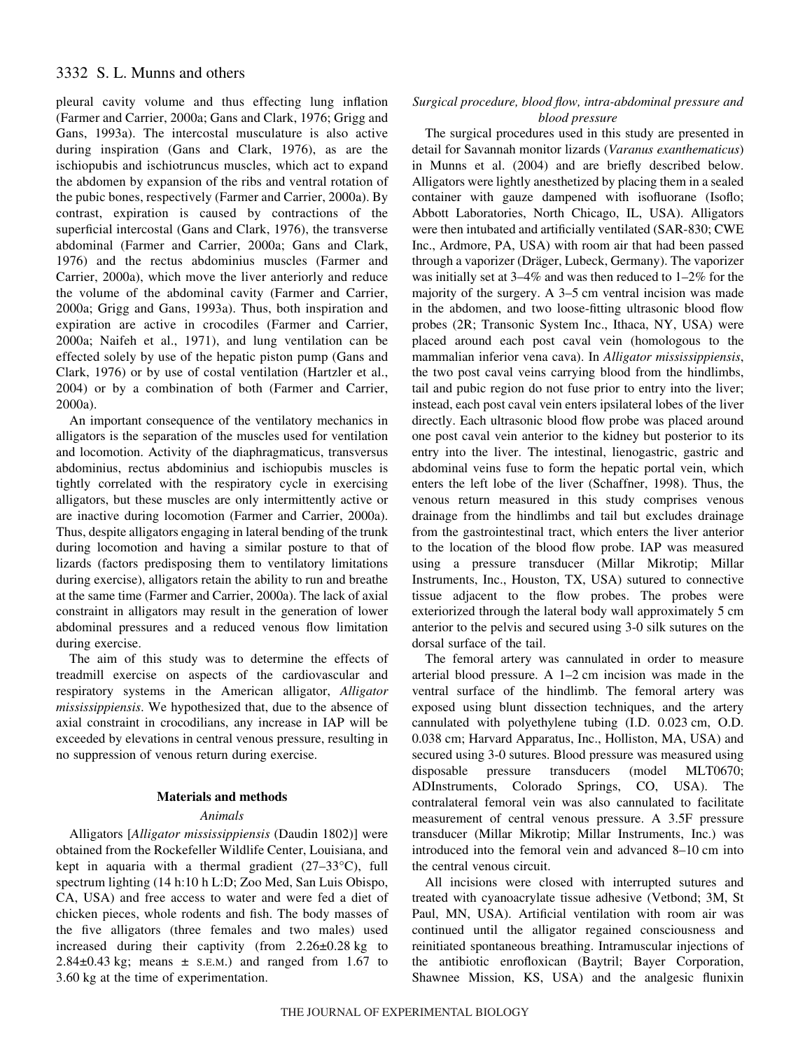pleural cavity volume and thus effecting lung inflation (Farmer and Carrier, 2000a; Gans and Clark, 1976; Grigg and Gans, 1993a). The intercostal musculature is also active during inspiration (Gans and Clark, 1976), as are the ischiopubis and ischiotruncus muscles, which act to expand the abdomen by expansion of the ribs and ventral rotation of the pubic bones, respectively (Farmer and Carrier, 2000a). By contrast, expiration is caused by contractions of the superficial intercostal (Gans and Clark, 1976), the transverse abdominal (Farmer and Carrier, 2000a; Gans and Clark, 1976) and the rectus abdominius muscles (Farmer and Carrier, 2000a), which move the liver anteriorly and reduce the volume of the abdominal cavity (Farmer and Carrier, 2000a; Grigg and Gans, 1993a). Thus, both inspiration and expiration are active in crocodiles (Farmer and Carrier, 2000a; Naifeh et al., 1971), and lung ventilation can be effected solely by use of the hepatic piston pump (Gans and Clark, 1976) or by use of costal ventilation (Hartzler et al., 2004) or by a combination of both (Farmer and Carrier, 2000a).

An important consequence of the ventilatory mechanics in alligators is the separation of the muscles used for ventilation and locomotion. Activity of the diaphragmaticus, transversus abdominius, rectus abdominius and ischiopubis muscles is tightly correlated with the respiratory cycle in exercising alligators, but these muscles are only intermittently active or are inactive during locomotion (Farmer and Carrier, 2000a). Thus, despite alligators engaging in lateral bending of the trunk during locomotion and having a similar posture to that of lizards (factors predisposing them to ventilatory limitations during exercise), alligators retain the ability to run and breathe at the same time (Farmer and Carrier, 2000a). The lack of axial constraint in alligators may result in the generation of lower abdominal pressures and a reduced venous flow limitation during exercise.

The aim of this study was to determine the effects of treadmill exercise on aspects of the cardiovascular and respiratory systems in the American alligator, *Alligator mississippiensis*. We hypothesized that, due to the absence of axial constraint in crocodilians, any increase in IAP will be exceeded by elevations in central venous pressure, resulting in no suppression of venous return during exercise.

## Materials and methods

### *Animals*

Alligators [*Alligator mississippiensis* (Daudin 1802)] were obtained from the Rockefeller Wildlife Center, Louisiana, and kept in aquaria with a thermal gradient (27–33°C), full spectrum lighting (14 h:10 h L:D; Zoo Med, San Luis Obispo, CA, USA) and free access to water and were fed a diet of chicken pieces, whole rodents and fish. The body masses of the five alligators (three females and two males) used increased during their captivity (from 2.26±0.28 kg to 2.84±0.43 kg; means ± S.E.M.) and ranged from 1.67 to 3.60 kg at the time of experimentation.

### *Surgical procedure, blood flow, intra-abdominal pressure and blood pressure*

The surgical procedures used in this study are presented in detail for Savannah monitor lizards (*Varanus exanthematicus*) in Munns et al. (2004) and are briefly described below. Alligators were lightly anesthetized by placing them in a sealed container with gauze dampened with isofluorane (Isoflo; Abbott Laboratories, North Chicago, IL, USA). Alligators were then intubated and artificially ventilated (SAR-830; CWE Inc., Ardmore, PA, USA) with room air that had been passed through a vaporizer (Dräger, Lubeck, Germany). The vaporizer was initially set at 3–4% and was then reduced to 1–2% for the majority of the surgery. A 3–5 cm ventral incision was made in the abdomen, and two loose-fitting ultrasonic blood flow probes (2R; Transonic System Inc., Ithaca, NY, USA) were placed around each post caval vein (homologous to the mammalian inferior vena cava). In *Alligator mississippiensis*, the two post caval veins carrying blood from the hindlimbs, tail and pubic region do not fuse prior to entry into the liver; instead, each post caval vein enters ipsilateral lobes of the liver directly. Each ultrasonic blood flow probe was placed around one post caval vein anterior to the kidney but posterior to its entry into the liver. The intestinal, lienogastric, gastric and abdominal veins fuse to form the hepatic portal vein, which enters the left lobe of the liver (Schaffner, 1998). Thus, the venous return measured in this study comprises venous drainage from the hindlimbs and tail but excludes drainage from the gastrointestinal tract, which enters the liver anterior to the location of the blood flow probe. IAP was measured using a pressure transducer (Millar Mikrotip; Millar Instruments, Inc., Houston, TX, USA) sutured to connective tissue adjacent to the flow probes. The probes were exteriorized through the lateral body wall approximately 5 cm anterior to the pelvis and secured using 3-0 silk sutures on the dorsal surface of the tail.

The femoral artery was cannulated in order to measure arterial blood pressure. A 1–2 cm incision was made in the ventral surface of the hindlimb. The femoral artery was exposed using blunt dissection techniques, and the artery cannulated with polyethylene tubing (I.D. 0.023 cm, O.D. 0.038 cm; Harvard Apparatus, Inc., Holliston, MA, USA) and secured using 3-0 sutures. Blood pressure was measured using disposable pressure transducers (model MLT0670; ADInstruments, Colorado Springs, CO, USA). The contralateral femoral vein was also cannulated to facilitate measurement of central venous pressure. A 3.5F pressure transducer (Millar Mikrotip; Millar Instruments, Inc.) was introduced into the femoral vein and advanced 8–10 cm into the central venous circuit.

All incisions were closed with interrupted sutures and treated with cyanoacrylate tissue adhesive (Vetbond; 3M, St Paul, MN, USA). Artificial ventilation with room air was continued until the alligator regained consciousness and reinitiated spontaneous breathing. Intramuscular injections of the antibiotic enrofloxican (Baytril; Bayer Corporation, Shawnee Mission, KS, USA) and the analgesic flunixin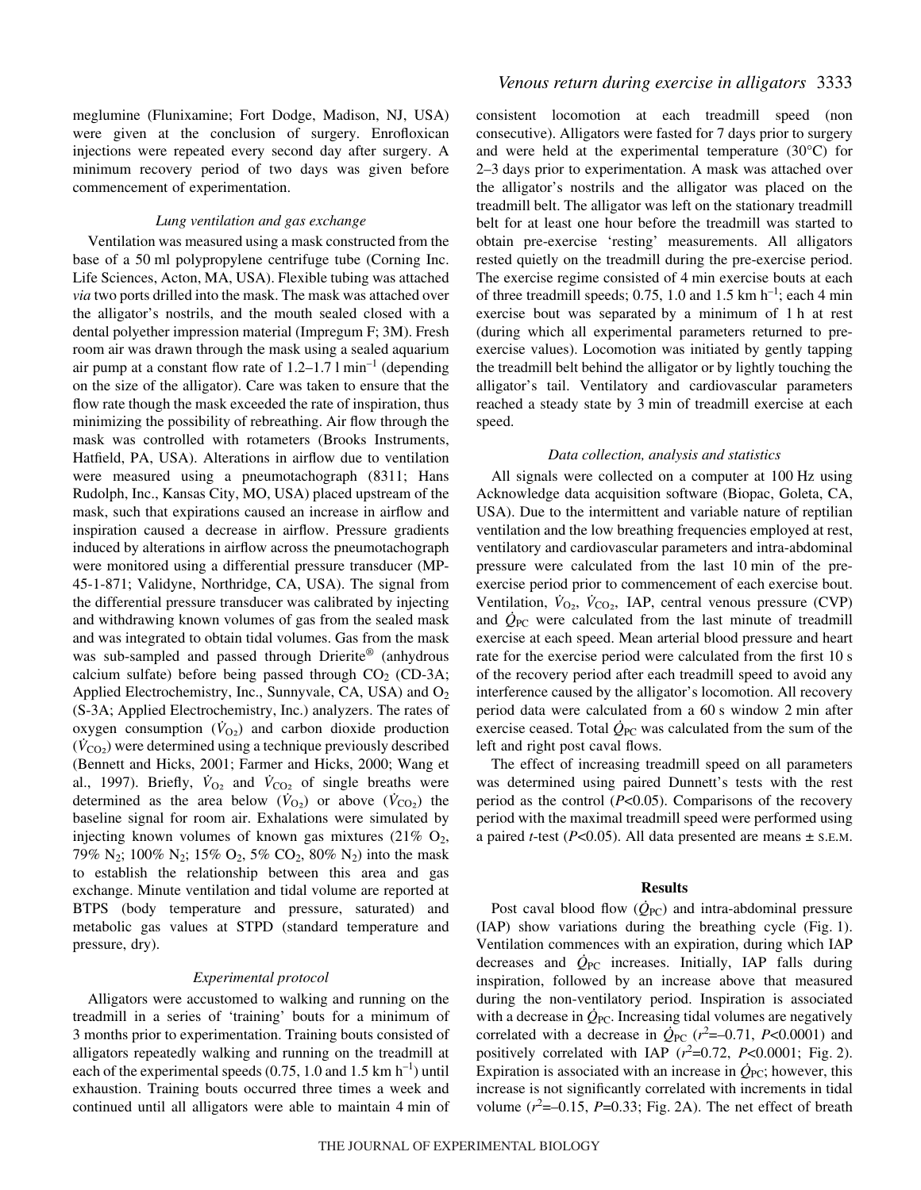meglumine (Flunixamine; Fort Dodge, Madison, NJ, USA) were given at the conclusion of surgery. Enrofloxican injections were repeated every second day after surgery. A minimum recovery period of two days was given before commencement of experimentation.

### *Lung ventilation and gas exchange*

Ventilation was measured using a mask constructed from the base of a 50 ml polypropylene centrifuge tube (Corning Inc. Life Sciences, Acton, MA, USA). Flexible tubing was attached *via* two ports drilled into the mask. The mask was attached over the alligator's nostrils, and the mouth sealed closed with a dental polyether impression material (Impregum F; 3M). Fresh room air was drawn through the mask using a sealed aquarium air pump at a constant flow rate of 1.2–1.7 l $min^{-1}$ (depending on the size of the alligator). Care was taken to ensure that the flow rate though the mask exceeded the rate of inspiration, thus minimizing the possibility of rebreathing. Air flow through the mask was controlled with rotameters (Brooks Instruments, Hatfield, PA, USA). Alterations in airflow due to ventilation were measured using a pneumotachograph (8311; Hans Rudolph, Inc., Kansas City, MO, USA) placed upstream of the mask, such that expirations caused an increase in airflow and inspiration caused a decrease in airflow. Pressure gradients induced by alterations in airflow across the pneumotachograph were monitored using a differential pressure transducer (MP-45-1-871; Validyne, Northridge, CA, USA). The signal from the differential pressure transducer was calibrated by injecting and withdrawing known volumes of gas from the sealed mask and was integrated to obtain tidal volumes. Gas from the mask was sub-sampled and passed through Drierite® (anhydrous calcium sulfate) before being passed through $CO_2$ (CD-3A; Applied Electrochemistry, Inc., Sunnyvale, CA, USA) and $O_2$ (S-3A; Applied Electrochemistry, Inc.) analyzers. The rates of oxygen consumption ($\dot{V}_{O_2}$) and carbon dioxide production ($\dot{V}_{CO_2}$) were determined using a technique previously described (Bennett and Hicks, 2001; Farmer and Hicks, 2000; Wang et al., 1997). Briefly, $\dot{V}_{O_2}$ and $\dot{V}_{CO_2}$ of single breaths were determined as the area below ($\dot{V}_{O_2}$) or above ($\dot{V}_{CO_2}$) the baseline signal for room air. Exhalations were simulated by injecting known volumes of known gas mixtures (21% $O_2$, 79% $N_2$; 100% $N_2$; 15% $O_2$, 5% $CO_2$, 80% $N_2$) into the mask to establish the relationship between this area and gas exchange. Minute ventilation and tidal volume are reported at BTPS (body temperature and pressure, saturated) and metabolic gas values at STPD (standard temperature and pressure, dry).

### *Experimental protocol*

Alligators were accustomed to walking and running on the treadmill in a series of 'training' bouts for a minimum of 3 months prior to experimentation. Training bouts consisted of alligators repeatedly walking and running on the treadmill at each of the experimental speeds (0.75, 1.0 and 1.5 km $h^{-1}$) until exhaustion. Training bouts occurred three times a week and continued until all alligators were able to maintain 4 min of consistent locomotion at each treadmill speed (non consecutive). Alligators were fasted for 7 days prior to surgery and were held at the experimental temperature (30°C) for 2–3 days prior to experimentation. A mask was attached over the alligator's nostrils and the alligator was placed on the treadmill belt. The alligator was left on the stationary treadmill belt for at least one hour before the treadmill was started to obtain pre-exercise 'resting' measurements. All alligators rested quietly on the treadmill during the pre-exercise period. The exercise regime consisted of 4 min exercise bouts at each of three treadmill speeds; 0.75, 1.0 and 1.5 km $h^{-1}$; each 4 min exercise bout was separated by a minimum of 1 h at rest (during which all experimental parameters returned to pre-exercise values). Locomotion was initiated by gently tapping the treadmill belt behind the alligator or by lightly touching the alligator's tail. Ventilatory and cardiovascular parameters reached a steady state by 3 min of treadmill exercise at each speed.

### *Data collection, analysis and statistics*

All signals were collected on a computer at 100 Hz using Acknowledge data acquisition software (Biopac, Goleta, CA, USA). Due to the intermittent and variable nature of reptilian ventilation and the low breathing frequencies employed at rest, ventilatory and cardiovascular parameters and intra-abdominal pressure were calculated from the last 10 min of the pre-exercise period prior to commencement of each exercise bout. Ventilation, $\dot{V}_{O_2}$, $\dot{V}_{CO_2}$, IAP, central venous pressure (CVP) and $\dot{Q}_{PC}$ were calculated from the last minute of treadmill exercise at each speed. Mean arterial blood pressure and heart rate for the exercise period were calculated from the first 10 s of the recovery period after each treadmill speed to avoid any interference caused by the alligator's locomotion. All recovery period data were calculated from a 60 s window 2 min after exercise ceased. Total $\dot{Q}_{PC}$ was calculated from the sum of the left and right post caval flows.

The effect of increasing treadmill speed on all parameters was determined using paired Dunnett's tests with the rest period as the control ($P<0.05$). Comparisons of the recovery period with the maximal treadmill speed were performed using a paired *t*-test ($P<0.05$). All data presented are means ± S.E.M.

## Results

Post caval blood flow ($\dot{Q}_{PC}$) and intra-abdominal pressure (IAP) show variations during the breathing cycle (Fig. 1). Ventilation commences with an expiration, during which IAP decreases and $\dot{Q}_{PC}$ increases. Initially, IAP falls during inspiration, followed by an increase above that measured during the non-ventilatory period. Inspiration is associated with a decrease in $\dot{Q}_{PC}$. Increasing tidal volumes are negatively correlated with a decrease in $\dot{Q}_{PC}$ ($r^2$=–0.71, $P<0.0001$) and positively correlated with IAP ($r^2$=0.72, $P<0.0001$; Fig. 2). Expiration is associated with an increase in $\dot{Q}_{PC}$; however, this increase is not significantly correlated with increments in tidal volume ($r^2$=–0.15, $P$=0.33; Fig. 2A). The net effect of breath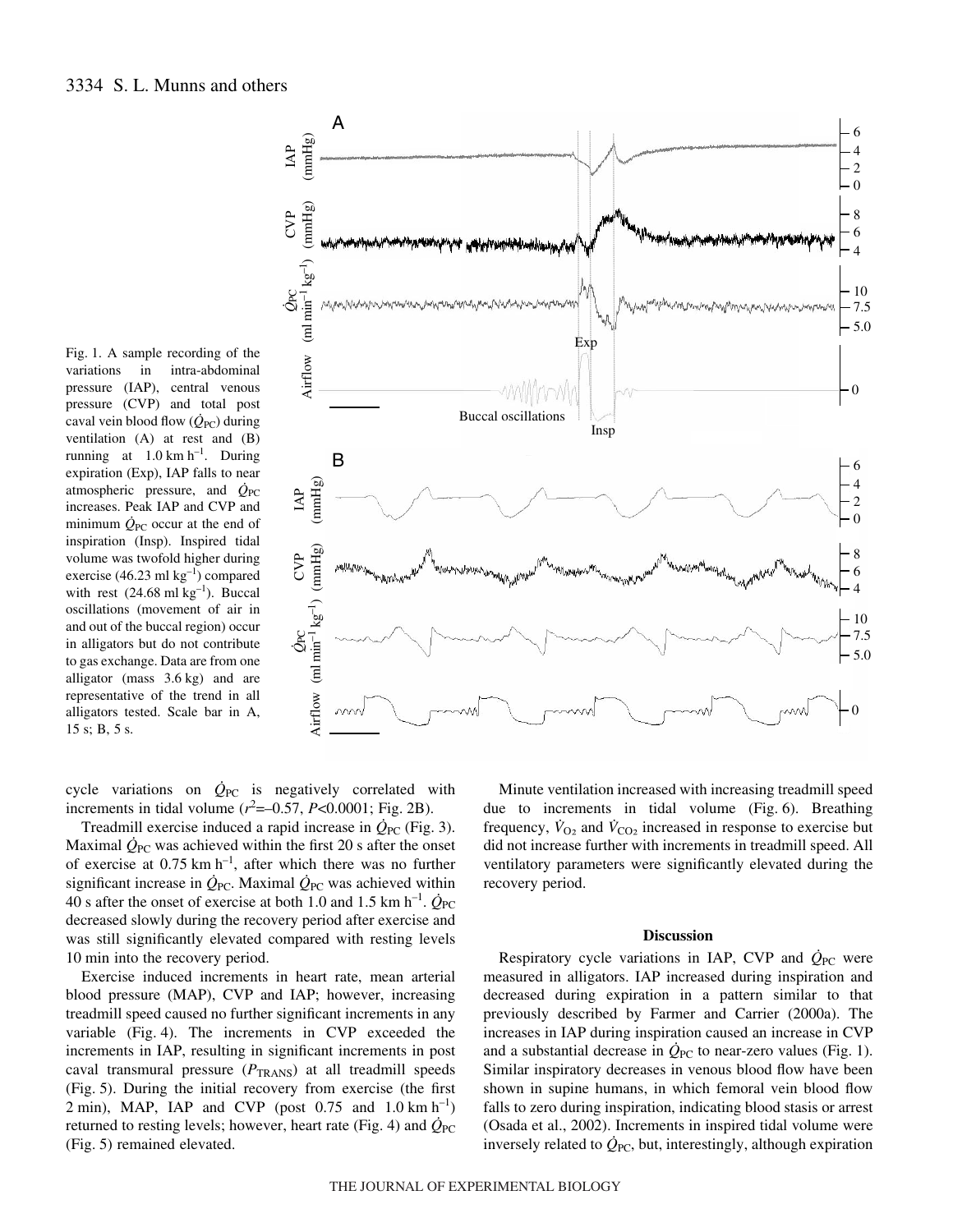Fig. 1. A sample recording of the variations in intra-abdominal pressure (IAP), central venous pressure (CVP) and total post caval vein blood flow ($\dot{Q}_{PC}$) during ventilation (A) at rest and (B) running at $1.0\,km\,h^{-1}$. During expiration (Exp), IAP falls to near atmospheric pressure, and $\dot{Q}_{PC}$ increases. Peak IAP and CVP and minimum $\dot{Q}_{PC}$ occur at the end of inspiration (Insp). Inspired tidal volume was twofold higher during exercise ($46.23\,ml\,kg^{-1}$) compared with rest ($24.68\,ml\,kg^{-1}$). Buccal oscillations (movement of air in and out of the buccal region) occur in alligators but do not contribute to gas exchange. Data are from one alligator (mass 3.6 kg) and are representative of the trend in all alligators tested. Scale bar in A, 15 s; B, 5 s.

cycle variations on $\dot{Q}_{PC}$ is negatively correlated with increments in tidal volume ($r^2$=–0.57, $P$<0.0001; Fig. 2B).

Treadmill exercise induced a rapid increase in $\dot{Q}_{PC}$ (Fig. 3). Maximal $\dot{Q}_{PC}$ was achieved within the first 20 s after the onset of exercise at $0.75\,km\,h^{-1}$, after which there was no further significant increase in $\dot{Q}_{PC}$. Maximal $\dot{Q}_{PC}$ was achieved within 40 s after the onset of exercise at both 1.0 and $1.5\,km\,h^{-1}$. $\dot{Q}_{PC}$ decreased slowly during the recovery period after exercise and was still significantly elevated compared with resting levels 10 min into the recovery period.

Exercise induced increments in heart rate, mean arterial blood pressure (MAP), CVP and IAP; however, increasing treadmill speed caused no further significant increments in any variable (Fig. 4). The increments in CVP exceeded the increments in IAP, resulting in significant increments in post caval transmural pressure ($P_{TRANS}$) at all treadmill speeds (Fig. 5). During the initial recovery from exercise (the first 2 min), MAP, IAP and CVP (post 0.75 and $1.0\,km\,h^{-1}$) returned to resting levels; however, heart rate (Fig. 4) and $\dot{Q}_{PC}$ (Fig. 5) remained elevated.

Minute ventilation increased with increasing treadmill speed due to increments in tidal volume (Fig. 6). Breathing frequency, $\dot{V}_{O_2}$ and $\dot{V}_{CO_2}$ increased in response to exercise but did not increase further with increments in treadmill speed. All ventilatory parameters were significantly elevated during the recovery period.

## Discussion

Respiratory cycle variations in IAP, CVP and $\dot{Q}_{PC}$ were measured in alligators. IAP increased during inspiration and decreased during expiration in a pattern similar to that previously described by Farmer and Carrier (2000a). The increases in IAP during inspiration caused an increase in CVP and a substantial decrease in $\dot{Q}_{PC}$ to near-zero values (Fig. 1). Similar inspiratory decreases in venous blood flow have been shown in supine humans, in which femoral vein blood flow falls to zero during inspiration, indicating blood stasis or arrest (Osada et al., 2002). Increments in inspired tidal volume were inversely related to $\dot{Q}_{PC}$, but, interestingly, although expiration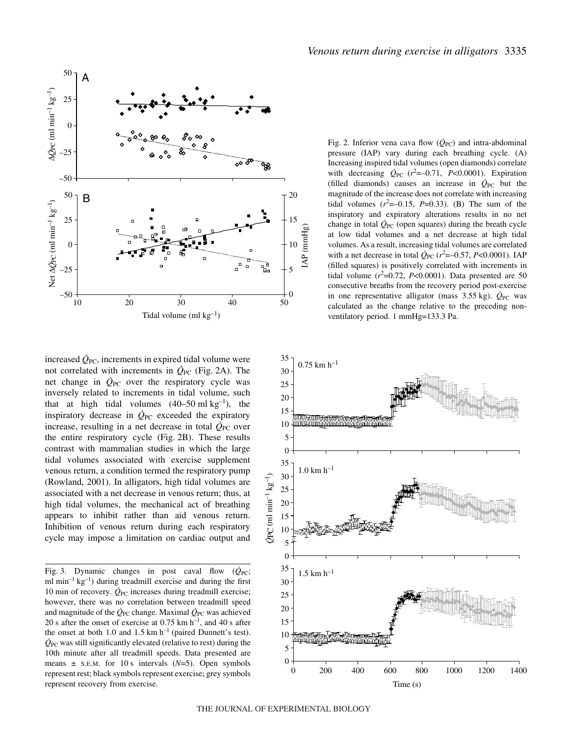Fig. 2. Inferior vena cava flow ($\dot{Q}_{PC}$) and intra-abdominal pressure (IAP) vary during each breathing cycle. (A) Increasing inspired tidal volumes (open diamonds) correlate with decreasing $\dot{Q}_{PC}$ ($r^2$=–0.71, $P$<0.0001). Expiration (filled diamonds) causes an increase in $\dot{Q}_{PC}$ but the magnitude of the increase does not correlate with increasing tidal volumes ($r^2$=–0.15, $P$=0.33). (B) The sum of the inspiratory and expiratory alterations results in no net change in total $\dot{Q}_{PC}$ (open squares) during the breath cycle at low tidal volumes and a net decrease at high tidal volumes. As a result, increasing tidal volumes are correlated with a net decrease in total $\dot{Q}_{PC}$ ($r^2$=–0.57, $P$<0.0001). IAP (filled squares) is positively correlated with increments in tidal volume ($r^2$=0.72, $P$<0.0001). Data presented are 50 consecutive breaths from the recovery period post-exercise in one representative alligator (mass 3.55 kg). $\dot{Q}_{PC}$ was calculated as the change relative to the preceding non-ventilatory period. 1 mmHg=133.3 Pa.

increased $\dot{Q}_{PC}$, increments in expired tidal volume were not correlated with increments in $\dot{Q}_{PC}$ (Fig. 2A). The net change in $\dot{Q}_{PC}$ over the respiratory cycle was inversely related to increments in tidal volume, such that at high tidal volumes (40–50 ml kg$^{-1}$), the inspiratory decrease in $\dot{Q}_{PC}$ exceeded the expiratory increase, resulting in a net decrease in total $\dot{Q}_{PC}$ over the entire respiratory cycle (Fig. 2B). These results contrast with mammalian studies in which the large tidal volumes associated with exercise supplement venous return, a condition termed the respiratory pump (Rowland, 2001). In alligators, high tidal volumes are associated with a net decrease in venous return; thus, at high tidal volumes, the mechanical act of breathing appears to inhibit rather than aid venous return. Inhibition of venous return during each respiratory cycle may impose a limitation on cardiac output and

Fig. 3. Dynamic changes in post caval flow ($\dot{Q}_{PC}$; ml min$^{-1}$ kg$^{-1}$) during treadmill exercise and during the first 10 min of recovery. $\dot{Q}_{PC}$ increases during treadmill exercise; however, there was no correlation between treadmill speed and magnitude of the $\dot{Q}_{PC}$ change. Maximal $\dot{Q}_{PC}$ was achieved 20 s after the onset of exercise at 0.75 km h$^{-1}$, and 40 s after the onset at both 1.0 and 1.5 km h$^{-1}$ (paired Dunnett's test). $\dot{Q}_{PC}$ was still significantly elevated (relative to rest) during the 10th minute after all treadmill speeds. Data presented are means ± S.E.M. for 10 s intervals ($N$=5). Open symbols represent rest; black symbols represent exercise; grey symbols represent recovery from exercise.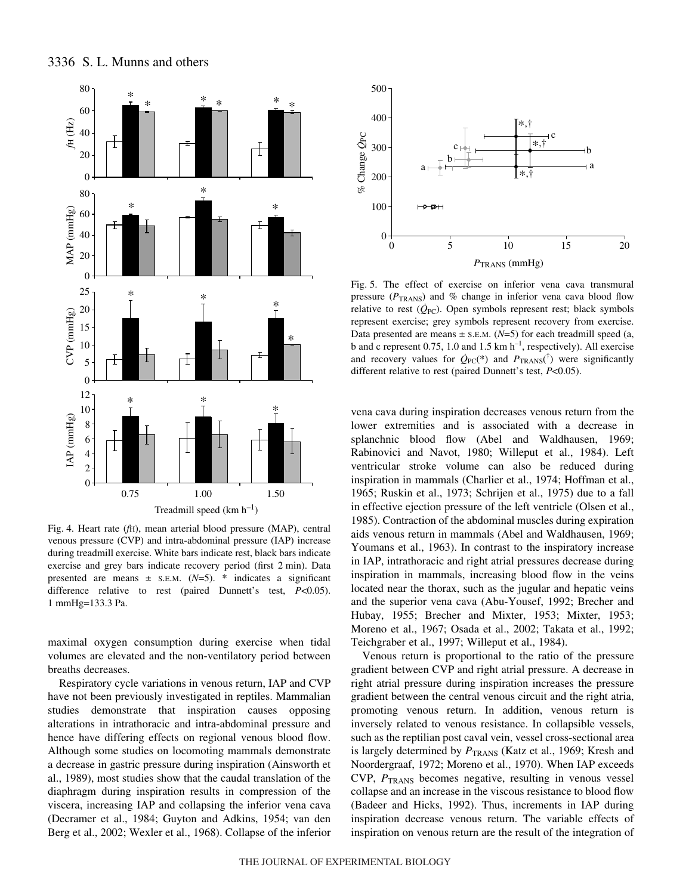Fig. 4. Heart rate ($f_H$), mean arterial blood pressure (MAP), central venous pressure (CVP) and intra-abdominal pressure (IAP) increase during treadmill exercise. White bars indicate rest, black bars indicate exercise and grey bars indicate recovery period (first 2 min). Data presented are means ± S.E.M. ($N$=5). * indicates a significant difference relative to rest (paired Dunnett's test, $P$<0.05). 1 mmHg=133.3 Pa.

Fig. 5. The effect of exercise on inferior vena cava transmural pressure ($P_{TRANS}$) and % change in inferior vena cava blood flow relative to rest ($\dot{Q}_{PC}$). Open symbols represent rest; black symbols represent exercise; grey symbols represent recovery from exercise. Data presented are means ± S.E.M. ($N$=5) for each treadmill speed (a, b and c represent 0.75, 1.0 and 1.5 km h$^{-1}$, respectively). All exercise and recovery values for $\dot{Q}_{PC}$(*) and $P_{TRANS}$(†) were significantly different relative to rest (paired Dunnett's test, $P$<0.05).

maximal oxygen consumption during exercise when tidal volumes are elevated and the non-ventilatory period between breaths decreases.

Respiratory cycle variations in venous return, IAP and CVP have not been previously investigated in reptiles. Mammalian studies demonstrate that inspiration causes opposing alterations in intrathoracic and intra-abdominal pressure and hence have differing effects on regional venous blood flow. Although some studies on locomoting mammals demonstrate a decrease in gastric pressure during inspiration (Ainsworth et al., 1989), most studies show that the caudal translation of the diaphragm during inspiration results in compression of the viscera, increasing IAP and collapsing the inferior vena cava (Decramer et al., 1984; Guyton and Adkins, 1954; van den Berg et al., 2002; Wexler et al., 1968). Collapse of the inferior vena cava during inspiration decreases venous return from the lower extremities and is associated with a decrease in splanchnic blood flow (Abel and Waldhausen, 1969; Rabinovici and Navot, 1980; Willeput et al., 1984). Left ventricular stroke volume can also be reduced during inspiration in mammals (Charlier et al., 1974; Hoffman et al., 1965; Ruskin et al., 1973; Schrijen et al., 1975) due to a fall in effective ejection pressure of the left ventricle (Olsen et al., 1985). Contraction of the abdominal muscles during expiration aids venous return in mammals (Abel and Waldhausen, 1969; Youmans et al., 1963). In contrast to the inspiratory increase in IAP, intrathoracic and right atrial pressures decrease during inspiration in mammals, increasing blood flow in the veins located near the thorax, such as the jugular and hepatic veins and the superior vena cava (Abu-Yousef, 1992; Brecher and Hubay, 1955; Brecher and Mixter, 1953; Mixter, 1953; Moreno et al., 1967; Osada et al., 2002; Takata et al., 1992; Teichgraber et al., 1997; Willeput et al., 1984).

Venous return is proportional to the ratio of the pressure gradient between CVP and right atrial pressure. A decrease in right atrial pressure during inspiration increases the pressure gradient between the central venous circuit and the right atria, promoting venous return. In addition, venous return is inversely related to venous resistance. In collapsible vessels, such as the reptilian post caval vein, vessel cross-sectional area is largely determined by $P_{TRANS}$ (Katz et al., 1969; Kresh and Noordergraaf, 1972; Moreno et al., 1970). When IAP exceeds CVP, $P_{TRANS}$ becomes negative, resulting in venous vessel collapse and an increase in the viscous resistance to blood flow (Badeer and Hicks, 1992). Thus, increments in IAP during inspiration decrease venous return. The variable effects of inspiration on venous return are the result of the integration of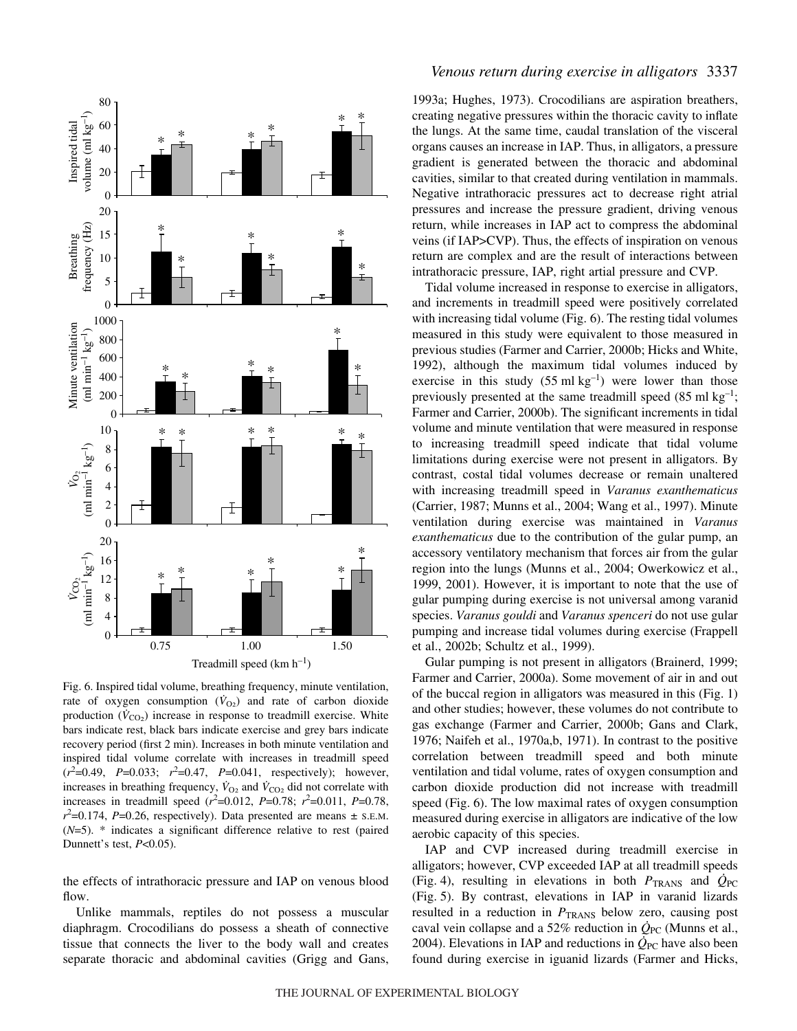Fig. 6. Inspired tidal volume, breathing frequency, minute ventilation, rate of oxygen consumption ($\dot{V}_{O_2}$) and rate of carbon dioxide production ($\dot{V}_{CO_2}$) increase in response to treadmill exercise. White bars indicate rest, black bars indicate exercise and grey bars indicate recovery period (first 2 min). Increases in both minute ventilation and inspired tidal volume correlate with increases in treadmill speed ($r^2$=0.49, $P$=0.033; $r^2$=0.47, $P$=0.041, respectively); however, increases in breathing frequency, $\dot{V}_{O_2}$ and $\dot{V}_{CO_2}$ did not correlate with increases in treadmill speed ($r^2$=0.012, $P$=0.78; $r^2$=0.011, $P$=0.78, $r^2$=0.174, $P$=0.26, respectively). Data presented are means ± S.E.M. ($N$=5). * indicates a significant difference relative to rest (paired Dunnett's test, $P$<0.05).

the effects of intrathoracic pressure and IAP on venous blood flow.

Unlike mammals, reptiles do not possess a muscular diaphragm. Crocodilians do possess a sheath of connective tissue that connects the liver to the body wall and creates separate thoracic and abdominal cavities (Grigg and Gans, 1993a; Hughes, 1973). Crocodilians are aspiration breathers, creating negative pressures within the thoracic cavity to inflate the lungs. At the same time, caudal translation of the visceral organs causes an increase in IAP. Thus, in alligators, a pressure gradient is generated between the thoracic and abdominal cavities, similar to that created during ventilation in mammals. Negative intrathoracic pressures act to decrease right atrial pressures and increase the pressure gradient, driving venous return, while increases in IAP act to compress the abdominal veins (if IAP>CVP). Thus, the effects of inspiration on venous return are complex and are the result of interactions between intrathoracic pressure, IAP, right artial pressure and CVP.

Tidal volume increased in response to exercise in alligators, and increments in treadmill speed were positively correlated with increasing tidal volume (Fig. 6). The resting tidal volumes measured in this study were equivalent to those measured in previous studies (Farmer and Carrier, 2000b; Hicks and White, 1992), although the maximum tidal volumes induced by exercise in this study (55 ml kg$^{-1}$) were lower than those previously presented at the same treadmill speed (85 ml kg$^{-1}$; Farmer and Carrier, 2000b). The significant increments in tidal volume and minute ventilation that were measured in response to increasing treadmill speed indicate that tidal volume limitations during exercise were not present in alligators. By contrast, costal tidal volumes decrease or remain unaltered with increasing treadmill speed in *Varanus exanthematicus* (Carrier, 1987; Munns et al., 2004; Wang et al., 1997). Minute ventilation during exercise was maintained in *Varanus exanthematicus* due to the contribution of the gular pump, an accessory ventilatory mechanism that forces air from the gular region into the lungs (Munns et al., 2004; Owerkowicz et al., 1999, 2001). However, it is important to note that the use of gular pumping during exercise is not universal among varanid species. *Varanus gouldi* and *Varanus spenceri* do not use gular pumping and increase tidal volumes during exercise (Frappell et al., 2002b; Schultz et al., 1999).

Gular pumping is not present in alligators (Brainerd, 1999; Farmer and Carrier, 2000a). Some movement of air in and out of the buccal region in alligators was measured in this (Fig. 1) and other studies; however, these volumes do not contribute to gas exchange (Farmer and Carrier, 2000b; Gans and Clark, 1976; Naifeh et al., 1970a,b, 1971). In contrast to the positive correlation between treadmill speed and both minute ventilation and tidal volume, rates of oxygen consumption and carbon dioxide production did not increase with treadmill speed (Fig. 6). The low maximal rates of oxygen consumption measured during exercise in alligators are indicative of the low aerobic capacity of this species.

IAP and CVP increased during treadmill exercise in alligators; however, CVP exceeded IAP at all treadmill speeds (Fig. 4), resulting in elevations in both $P_{TRANS}$ and $\dot{Q}_{PC}$ (Fig. 5). By contrast, elevations in IAP in varanid lizards resulted in a reduction in $P_{TRANS}$ below zero, causing post caval vein collapse and a 52% reduction in $\dot{Q}_{PC}$ (Munns et al., 2004). Elevations in IAP and reductions in $\dot{Q}_{PC}$ have also been found during exercise in iguanid lizards (Farmer and Hicks,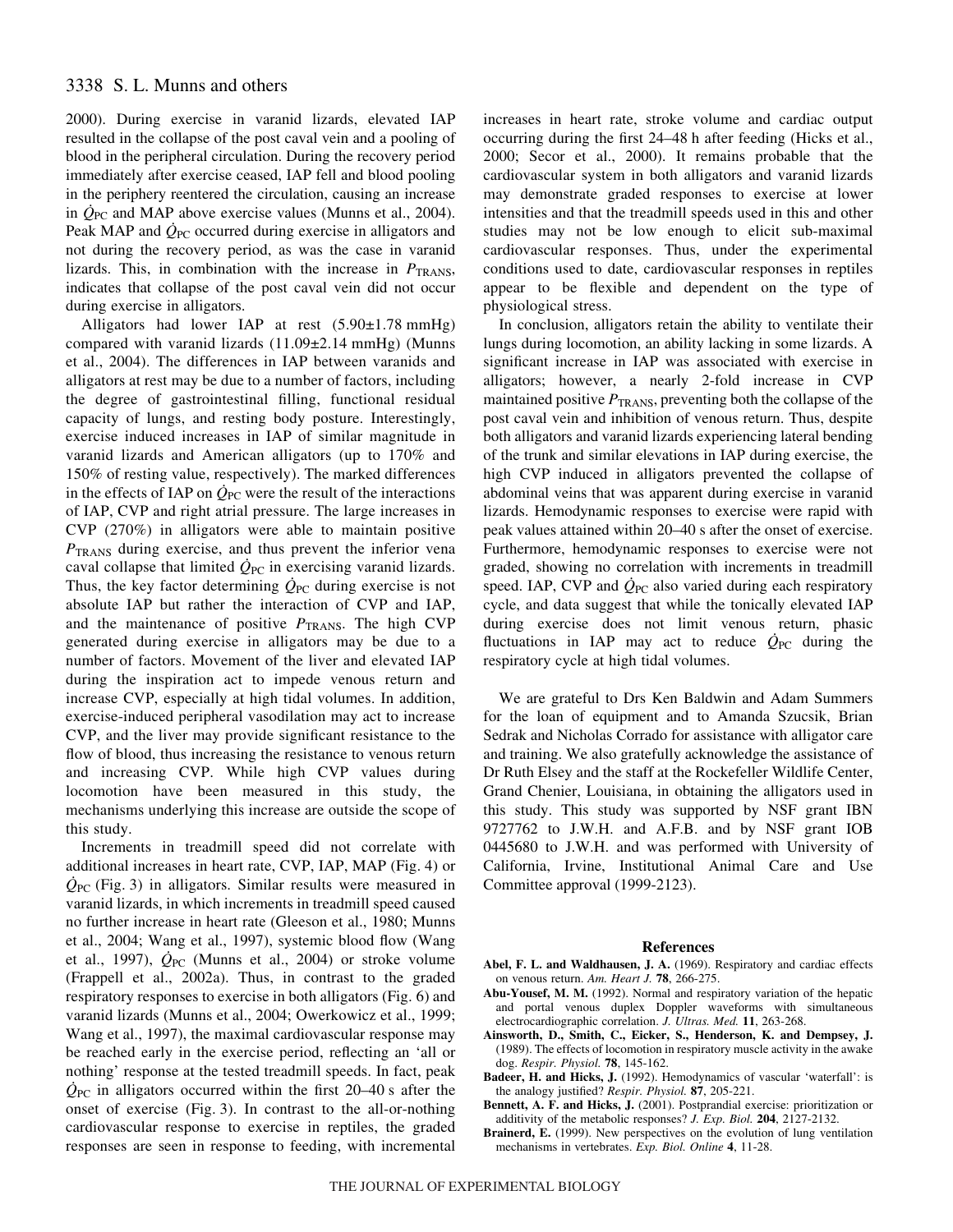2000). During exercise in varanid lizards, elevated IAP resulted in the collapse of the post caval vein and a pooling of blood in the peripheral circulation. During the recovery period immediately after exercise ceased, IAP fell and blood pooling in the periphery reentered the circulation, causing an increase in $\dot{Q}_{PC}$ and MAP above exercise values (Munns et al., 2004). Peak MAP and $\dot{Q}_{PC}$ occurred during exercise in alligators and not during the recovery period, as was the case in varanid lizards. This, in combination with the increase in $P_{TRANS}$, indicates that collapse of the post caval vein did not occur during exercise in alligators.

Alligators had lower IAP at rest (5.90±1.78 mmHg) compared with varanid lizards (11.09±2.14 mmHg) (Munns et al., 2004). The differences in IAP between varanids and alligators at rest may be due to a number of factors, including the degree of gastrointestinal filling, functional residual capacity of lungs, and resting body posture. Interestingly, exercise induced increases in IAP of similar magnitude in varanid lizards and American alligators (up to 170% and 150% of resting value, respectively). The marked differences in the effects of IAP on $\dot{Q}_{PC}$ were the result of the interactions of IAP, CVP and right atrial pressure. The large increases in CVP (270%) in alligators were able to maintain positive $P_{TRANS}$ during exercise, and thus prevent the inferior vena caval collapse that limited $\dot{Q}_{PC}$ in exercising varanid lizards. Thus, the key factor determining $\dot{Q}_{PC}$ during exercise is not absolute IAP but rather the interaction of CVP and IAP, and the maintenance of positive $P_{TRANS}$. The high CVP generated during exercise in alligators may be due to a number of factors. Movement of the liver and elevated IAP during the inspiration act to impede venous return and increase CVP, especially at high tidal volumes. In addition, exercise-induced peripheral vasodilation may act to increase CVP, and the liver may provide significant resistance to the flow of blood, thus increasing the resistance to venous return and increasing CVP. While high CVP values during locomotion have been measured in this study, the mechanisms underlying this increase are outside the scope of this study.

Increments in treadmill speed did not correlate with additional increases in heart rate, CVP, IAP, MAP (Fig. 4) or $\dot{Q}_{PC}$ (Fig. 3) in alligators. Similar results were measured in varanid lizards, in which increments in treadmill speed caused no further increase in heart rate (Gleeson et al., 1980; Munns et al., 2004; Wang et al., 1997), systemic blood flow (Wang et al., 1997), $\dot{Q}_{PC}$ (Munns et al., 2004) or stroke volume (Frappell et al., 2002a). Thus, in contrast to the graded respiratory responses to exercise in both alligators (Fig. 6) and varanid lizards (Munns et al., 2004; Owerkowicz et al., 1999; Wang et al., 1997), the maximal cardiovascular response may be reached early in the exercise period, reflecting an 'all or nothing' response at the tested treadmill speeds. In fact, peak $\dot{Q}_{PC}$ in alligators occurred within the first 20–40 s after the onset of exercise (Fig. 3). In contrast to the all-or-nothing cardiovascular response to exercise in reptiles, the graded responses are seen in response to feeding, with incremental increases in heart rate, stroke volume and cardiac output occurring during the first 24–48 h after feeding (Hicks et al., 2000; Secor et al., 2000). It remains probable that the cardiovascular system in both alligators and varanid lizards may demonstrate graded responses to exercise at lower intensities and that the treadmill speeds used in this and other studies may not be low enough to elicit sub-maximal cardiovascular responses. Thus, under the experimental conditions used to date, cardiovascular responses in reptiles appear to be flexible and dependent on the type of physiological stress.

In conclusion, alligators retain the ability to ventilate their lungs during locomotion, an ability lacking in some lizards. A significant increase in IAP was associated with exercise in alligators; however, a nearly 2-fold increase in CVP maintained positive $P_{TRANS}$, preventing both the collapse of the post caval vein and inhibition of venous return. Thus, despite both alligators and varanid lizards experiencing lateral bending of the trunk and similar elevations in IAP during exercise, the high CVP induced in alligators prevented the collapse of abdominal veins that was apparent during exercise in varanid lizards. Hemodynamic responses to exercise were rapid with peak values attained within 20–40 s after the onset of exercise. Furthermore, hemodynamic responses to exercise were not graded, showing no correlation with increments in treadmill speed. IAP, CVP and $\dot{Q}_{PC}$ also varied during each respiratory cycle, and data suggest that while the tonically elevated IAP during exercise does not limit venous return, phasic fluctuations in IAP may act to reduce $\dot{Q}_{PC}$ during the respiratory cycle at high tidal volumes.

We are grateful to Drs Ken Baldwin and Adam Summers for the loan of equipment and to Amanda Szucsik, Brian Sedrak and Nicholas Corrado for assistance with alligator care and training. We also gratefully acknowledge the assistance of Dr Ruth Elsey and the staff at the Rockefeller Wildlife Center, Grand Chenier, Louisiana, in obtaining the alligators used in this study. This study was supported by NSF grant IBN 9727762 to J.W.H. and A.F.B. and by NSF grant IOB 0445680 to J.W.H. and was performed with University of California, Irvine, Institutional Animal Care and Use Committee approval (1999-2123).

## References

**Abel, F. L. and Waldhausen, J. A.** (1969). Respiratory and cardiac effects on venous return. *Am. Heart J.* **78**, 266-275.

**Abu-Yousef, M. M.** (1992). Normal and respiratory variation of the hepatic and portal venous duplex Doppler waveforms with simultaneous electrocardiographic correlation. *J. Ultras. Med.* **11**, 263-268.

**Ainsworth, D., Smith, C., Eicker, S., Henderson, K. and Dempsey, J.** (1989). The effects of locomotion in respiratory muscle activity in the awake dog. *Respir. Physiol.* **78**, 145-162.

**Badeer, H. and Hicks, J.** (1992). Hemodynamics of vascular 'waterfall': is the analogy justified? *Respir. Physiol.* **87**, 205-221.

**Bennett, A. F. and Hicks, J.** (2001). Postprandial exercise: prioritization or additivity of the metabolic responses? *J. Exp. Biol.* **204**, 2127-2132.

**Brainerd, E.** (1999). New perspectives on the evolution of lung ventilation mechanisms in vertebrates. *Exp. Biol. Online* **4**, 11-28.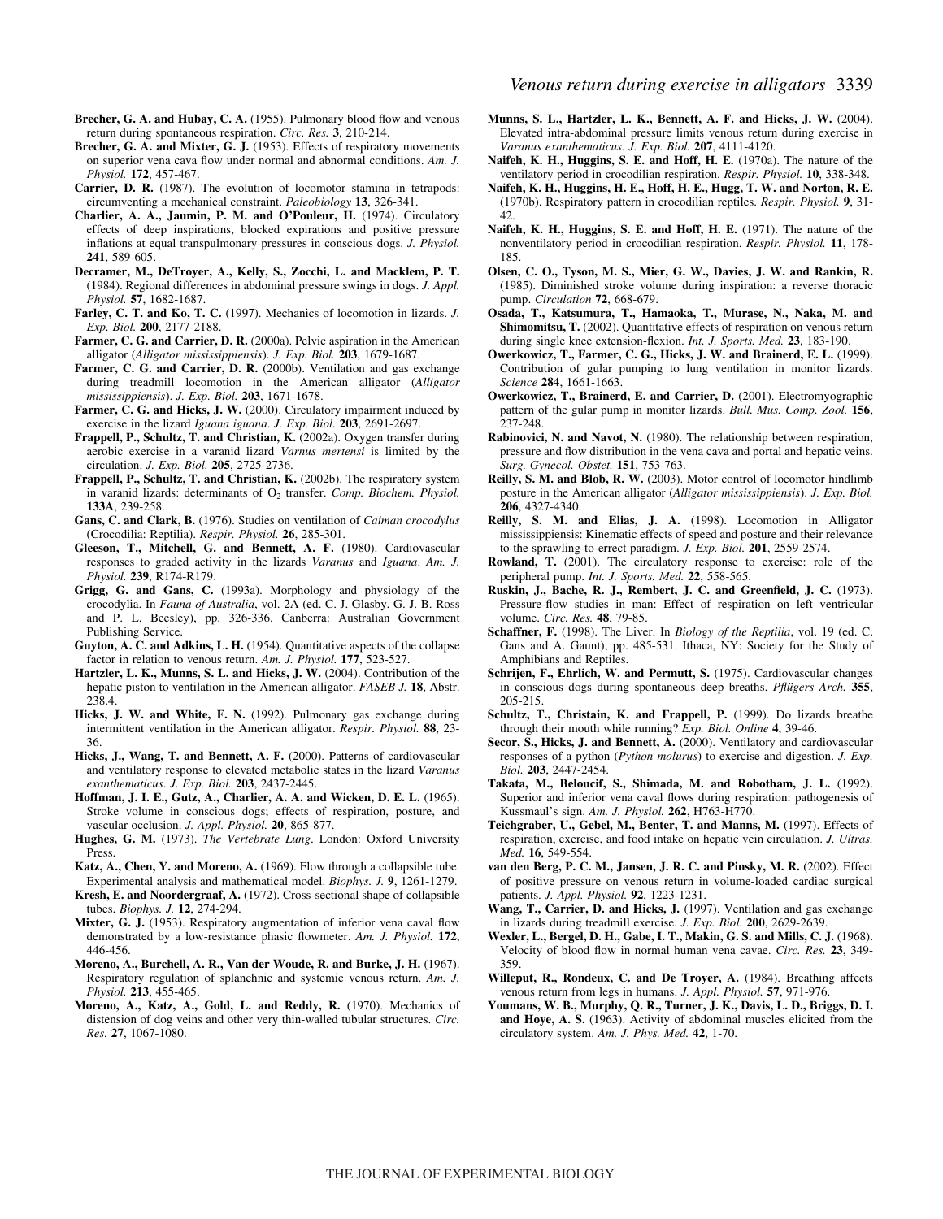**Brecher, G. A. and Hubay, C. A.** (1955). Pulmonary blood flow and venous return during spontaneous respiration. *Circ. Res.* **3**, 210-214.

**Brecher, G. A. and Mixter, G. J.** (1953). Effects of respiratory movements on superior vena cava flow under normal and abnormal conditions. *Am. J. Physiol.* **172**, 457-467.

**Carrier, D. R.** (1987). The evolution of locomotor stamina in tetrapods: circumventing a mechanical constraint. *Paleobiology* **13**, 326-341.

**Charlier, A. A., Jaumin, P. M. and O'Pouleur, H.** (1974). Circulatory effects of deep inspirations, blocked expirations and positive pressure inflations at equal transpulmonary pressures in conscious dogs. *J. Physiol.* **241**, 589-605.

**Decramer, M., DeTroyer, A., Kelly, S., Zocchi, L. and Macklem, P. T.** (1984). Regional differences in abdominal pressure swings in dogs. *J. Appl. Physiol.* **57**, 1682-1687.

**Farley, C. T. and Ko, T. C.** (1997). Mechanics of locomotion in lizards. *J. Exp. Biol.* **200**, 2177-2188.

**Farmer, C. G. and Carrier, D. R.** (2000a). Pelvic aspiration in the American alligator (*Alligator mississippiensis*). *J. Exp. Biol.* **203**, 1679-1687.

**Farmer, C. G. and Carrier, D. R.** (2000b). Ventilation and gas exchange during treadmill locomotion in the American alligator (*Alligator mississippiensis*). *J. Exp. Biol.* **203**, 1671-1678.

**Farmer, C. G. and Hicks, J. W.** (2000). Circulatory impairment induced by exercise in the lizard *Iguana iguana*. *J. Exp. Biol.* **203**, 2691-2697.

**Frappell, P., Schultz, T. and Christian, K.** (2002a). Oxygen transfer during aerobic exercise in a varanid lizard *Varnus mertensi* is limited by the circulation. *J. Exp. Biol.* **205**, 2725-2736.

**Frappell, P., Schultz, T. and Christian, K.** (2002b). The respiratory system in varanid lizards: determinants of $O_2$ transfer. *Comp. Biochem. Physiol.* **133A**, 239-258.

**Gans, C. and Clark, B.** (1976). Studies on ventilation of *Caiman crocodylus* (Crocodilia: Reptilia). *Respir. Physiol.* **26**, 285-301.

**Gleeson, T., Mitchell, G. and Bennett, A. F.** (1980). Cardiovascular responses to graded activity in the lizards *Varanus* and *Iguana*. *Am. J. Physiol.* **239**, R174-R179.

**Grigg, G. and Gans, C.** (1993a). Morphology and physiology of the crocodylia. In *Fauna of Australia*, vol. 2A (ed. C. J. Glasby, G. J. B. Ross and P. L. Beesley), pp. 326-336. Canberra: Australian Government Publishing Service.

**Guyton, A. C. and Adkins, L. H.** (1954). Quantitative aspects of the collapse factor in relation to venous return. *Am. J. Physiol.* **177**, 523-527.

**Hartzler, L. K., Munns, S. L. and Hicks, J. W.** (2004). Contribution of the hepatic piston to ventilation in the American alligator. *FASEB J.* **18**, Abstr. 238.4.

**Hicks, J. W. and White, F. N.** (1992). Pulmonary gas exchange during intermittent ventilation in the American alligator. *Respir. Physiol.* **88**, 23-36.

**Hicks, J., Wang, T. and Bennett, A. F.** (2000). Patterns of cardiovascular and ventilatory response to elevated metabolic states in the lizard *Varanus exanthematicus*. *J. Exp. Biol.* **203**, 2437-2445.

**Hoffman, J. I. E., Gutz, A., Charlier, A. A. and Wicken, D. E. L.** (1965). Stroke volume in conscious dogs; effects of respiration, posture, and vascular occlusion. *J. Appl. Physiol.* **20**, 865-877.

**Hughes, G. M.** (1973). *The Vertebrate Lung*. London: Oxford University Press.

**Katz, A., Chen, Y. and Moreno, A.** (1969). Flow through a collapsible tube. Experimental analysis and mathematical model. *Biophys. J.* **9**, 1261-1279.

**Kresh, E. and Noordergraaf, A.** (1972). Cross-sectional shape of collapsible tubes. *Biophys. J.* **12**, 274-294.

**Mixter, G. J.** (1953). Respiratory augmentation of inferior vena caval flow demonstrated by a low-resistance phasic flowmeter. *Am. J. Physiol.* **172**, 446-456.

**Moreno, A., Burchell, A. R., Van der Woude, R. and Burke, J. H.** (1967). Respiratory regulation of splanchnic and systemic venous return. *Am. J. Physiol.* **213**, 455-465.

**Moreno, A., Katz, A., Gold, L. and Reddy, R.** (1970). Mechanics of distension of dog veins and other very thin-walled tubular structures. *Circ. Res.* **27**, 1067-1080.

**Munns, S. L., Hartzler, L. K., Bennett, A. F. and Hicks, J. W.** (2004). Elevated intra-abdominal pressure limits venous return during exercise in *Varanus exanthematicus*. *J. Exp. Biol.* **207**, 4111-4120.

**Naifeh, K. H., Huggins, S. E. and Hoff, H. E.** (1970a). The nature of the ventilatory period in crocodilian respiration. *Respir. Physiol.* **10**, 338-348.

**Naifeh, K. H., Huggins, H. E., Hoff, H. E., Hugg, T. W. and Norton, R. E.** (1970b). Respiratory pattern in crocodilian reptiles. *Respir. Physiol.* **9**, 31-42.

**Naifeh, K. H., Huggins, S. E. and Hoff, H. E.** (1971). The nature of the nonventilatory period in crocodilian respiration. *Respir. Physiol.* **11**, 178-185.

**Olsen, C. O., Tyson, M. S., Mier, G. W., Davies, J. W. and Rankin, R.** (1985). Diminished stroke volume during inspiration: a reverse thoracic pump. *Circulation* **72**, 668-679.

**Osada, T., Katsumura, T., Hamaoka, T., Murase, N., Naka, M. and Shimomitsu, T.** (2002). Quantitative effects of respiration on venous return during single knee extension-flexion. *Int. J. Sports. Med.* **23**, 183-190.

**Owerkowicz, T., Farmer, C. G., Hicks, J. W. and Brainerd, E. L.** (1999). Contribution of gular pumping to lung ventilation in monitor lizards. *Science* **284**, 1661-1663.

**Owerkowicz, T., Brainerd, E. and Carrier, D.** (2001). Electromyographic pattern of the gular pump in monitor lizards. *Bull. Mus. Comp. Zool.* **156**, 237-248.

**Rabinovici, N. and Navot, N.** (1980). The relationship between respiration, pressure and flow distribution in the vena cava and portal and hepatic veins. *Surg. Gynecol. Obstet.* **151**, 753-763.

**Reilly, S. M. and Blob, R. W.** (2003). Motor control of locomotor hindlimb posture in the American alligator (*Alligator mississippiensis*). *J. Exp. Biol.* **206**, 4327-4340.

**Reilly, S. M. and Elias, J. A.** (1998). Locomotion in Alligator mississippiensis: Kinematic effects of speed and posture and their relevance to the sprawling-to-errect paradigm. *J. Exp. Biol.* **201**, 2559-2574.

**Rowland, T.** (2001). The circulatory response to exercise: role of the peripheral pump. *Int. J. Sports. Med.* **22**, 558-565.

**Ruskin, J., Bache, R. J., Rembert, J. C. and Greenfield, J. C.** (1973). Pressure-flow studies in man: Effect of respiration on left ventricular volume. *Circ. Res.* **48**, 79-85.

**Schaffner, F.** (1998). The Liver. In *Biology of the Reptilia*, vol. 19 (ed. C. Gans and A. Gaunt), pp. 485-531. Ithaca, NY: Society for the Study of Amphibians and Reptiles.

**Schrijen, F., Ehrlich, W. and Permutt, S.** (1975). Cardiovascular changes in conscious dogs during spontaneous deep breaths. *Pflügers Arch.* **355**, 205-215.

**Schultz, T., Christain, K. and Frappell, P.** (1999). Do lizards breathe through their mouth while running? *Exp. Biol. Online* **4**, 39-46.

**Secor, S., Hicks, J. and Bennett, A.** (2000). Ventilatory and cardiovascular responses of a python (*Python molurus*) to exercise and digestion. *J. Exp. Biol.* **203**, 2447-2454.

**Takata, M., Beloucif, S., Shimada, M. and Robotham, J. L.** (1992). Superior and inferior vena caval flows during respiration: pathogenesis of Kussmaul's sign. *Am. J. Physiol.* **262**, H763-H770.

**Teichgraber, U., Gebel, M., Benter, T. and Manns, M.** (1997). Effects of respiration, exercise, and food intake on hepatic vein circulation. *J. Ultras. Med.* **16**, 549-554.

**van den Berg, P. C. M., Jansen, J. R. C. and Pinsky, M. R.** (2002). Effect of positive pressure on venous return in volume-loaded cardiac surgical patients. *J. Appl. Physiol.* **92**, 1223-1231.

**Wang, T., Carrier, D. and Hicks, J.** (1997). Ventilation and gas exchange in lizards during treadmill exercise. *J. Exp. Biol.* **200**, 2629-2639.

**Wexler, L., Bergel, D. H., Gabe, I. T., Makin, G. S. and Mills, C. J.** (1968). Velocity of blood flow in normal human vena cavae. *Circ. Res.* **23**, 349-359.

**Willeput, R., Rondeux, C. and De Troyer, A.** (1984). Breathing affects venous return from legs in humans. *J. Appl. Physiol.* **57**, 971-976.

**Youmans, W. B., Murphy, Q. R., Turner, J. K., Davis, L. D., Briggs, D. I. and Hoye, A. S.** (1963). Activity of abdominal muscles elicited from the circulatory system. *Am. J. Phys. Med.* **42**, 1-70.